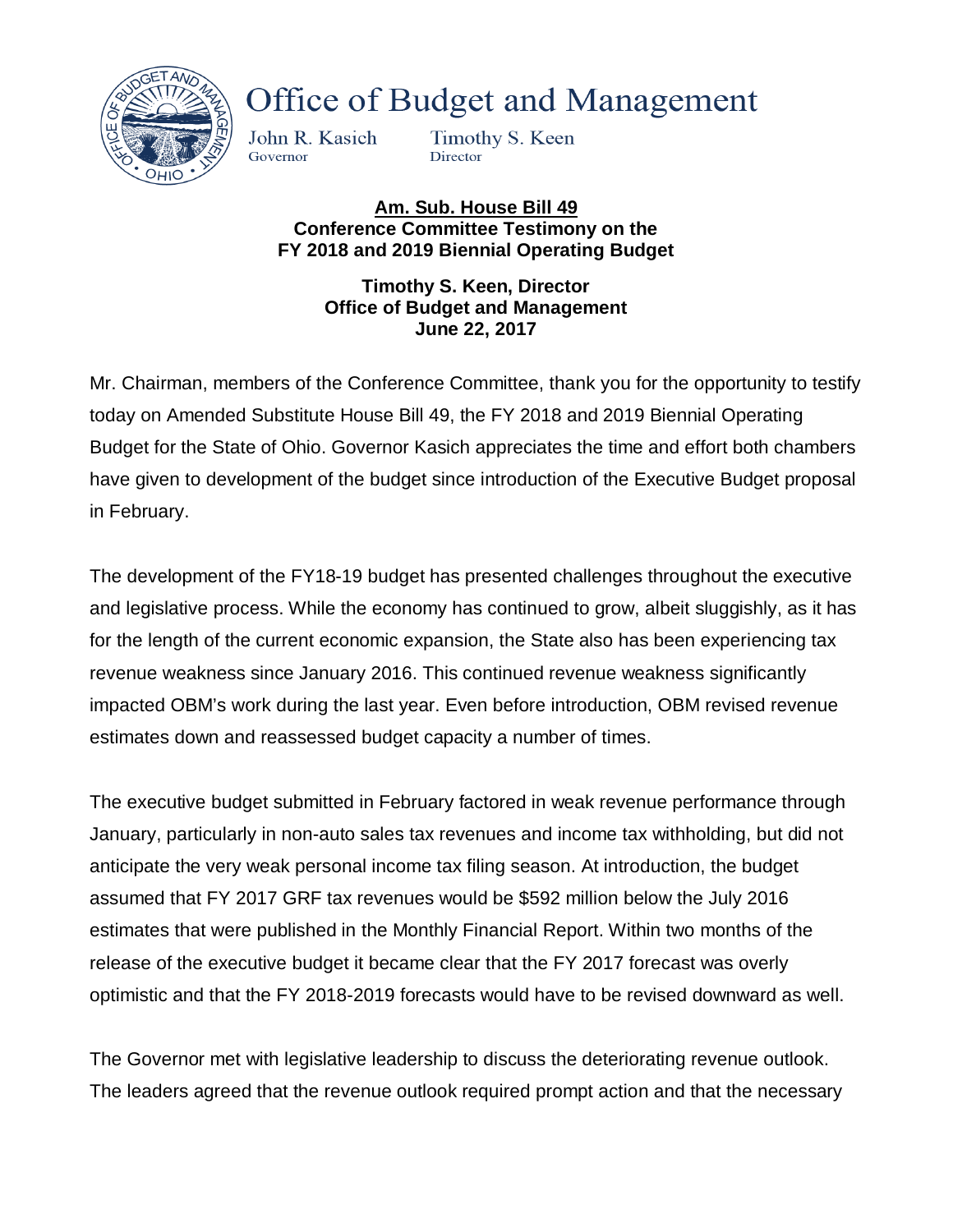# Office of Budget and Management

John R. Kasich, Governor

Timothy S. Keen, Director

**Am. Sub. House Bill 49**
**Conference Committee Testimony on the FY 2018 and 2019 Biennial Operating Budget**

**Timothy S. Keen, Director**
**Office of Budget and Management**
**June 22, 2017**

Mr. Chairman, members of the Conference Committee, thank you for the opportunity to testify today on Amended Substitute House Bill 49, the FY 2018 and 2019 Biennial Operating Budget for the State of Ohio. Governor Kasich appreciates the time and effort both chambers have given to development of the budget since introduction of the Executive Budget proposal in February.

The development of the FY18-19 budget has presented challenges throughout the executive and legislative process. While the economy has continued to grow, albeit sluggishly, as it has for the length of the current economic expansion, the State also has been experiencing tax revenue weakness since January 2016. This continued revenue weakness significantly impacted OBM's work during the last year. Even before introduction, OBM revised revenue estimates down and reassessed budget capacity a number of times.

The executive budget submitted in February factored in weak revenue performance through January, particularly in non-auto sales tax revenues and income tax withholding, but did not anticipate the very weak personal income tax filing season. At introduction, the budget assumed that FY 2017 GRF tax revenues would be $592 million below the July 2016 estimates that were published in the Monthly Financial Report. Within two months of the release of the executive budget it became clear that the FY 2017 forecast was overly optimistic and that the FY 2018-2019 forecasts would have to be revised downward as well.

The Governor met with legislative leadership to discuss the deteriorating revenue outlook. The leaders agreed that the revenue outlook required prompt action and that the necessary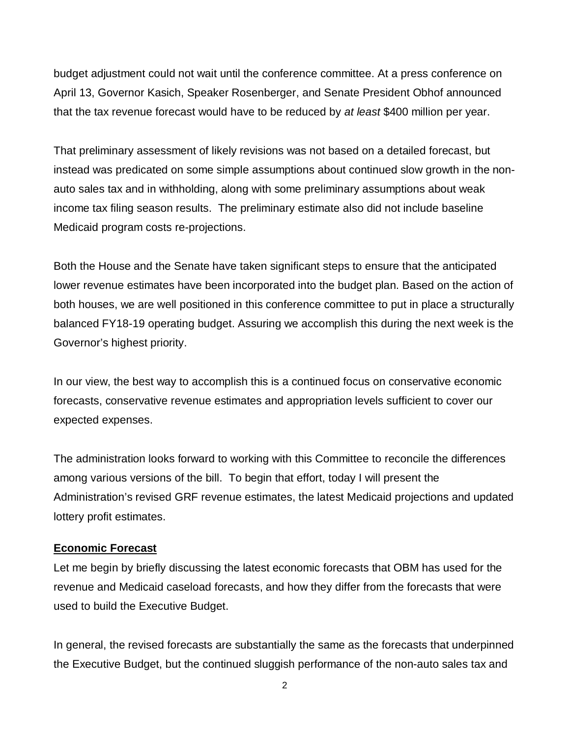budget adjustment could not wait until the conference committee. At a press conference on April 13, Governor Kasich, Speaker Rosenberger, and Senate President Obhof announced that the tax revenue forecast would have to be reduced by *at least* $400 million per year.

That preliminary assessment of likely revisions was not based on a detailed forecast, but instead was predicated on some simple assumptions about continued slow growth in the non-auto sales tax and in withholding, along with some preliminary assumptions about weak income tax filing season results. The preliminary estimate also did not include baseline Medicaid program costs re-projections.

Both the House and the Senate have taken significant steps to ensure that the anticipated lower revenue estimates have been incorporated into the budget plan. Based on the action of both houses, we are well positioned in this conference committee to put in place a structurally balanced FY18-19 operating budget. Assuring we accomplish this during the next week is the Governor's highest priority.

In our view, the best way to accomplish this is a continued focus on conservative economic forecasts, conservative revenue estimates and appropriation levels sufficient to cover our expected expenses.

The administration looks forward to working with this Committee to reconcile the differences among various versions of the bill. To begin that effort, today I will present the Administration's revised GRF revenue estimates, the latest Medicaid projections and updated lottery profit estimates.

**Economic Forecast**

Let me begin by briefly discussing the latest economic forecasts that OBM has used for the revenue and Medicaid caseload forecasts, and how they differ from the forecasts that were used to build the Executive Budget.

In general, the revised forecasts are substantially the same as the forecasts that underpinned the Executive Budget, but the continued sluggish performance of the non-auto sales tax and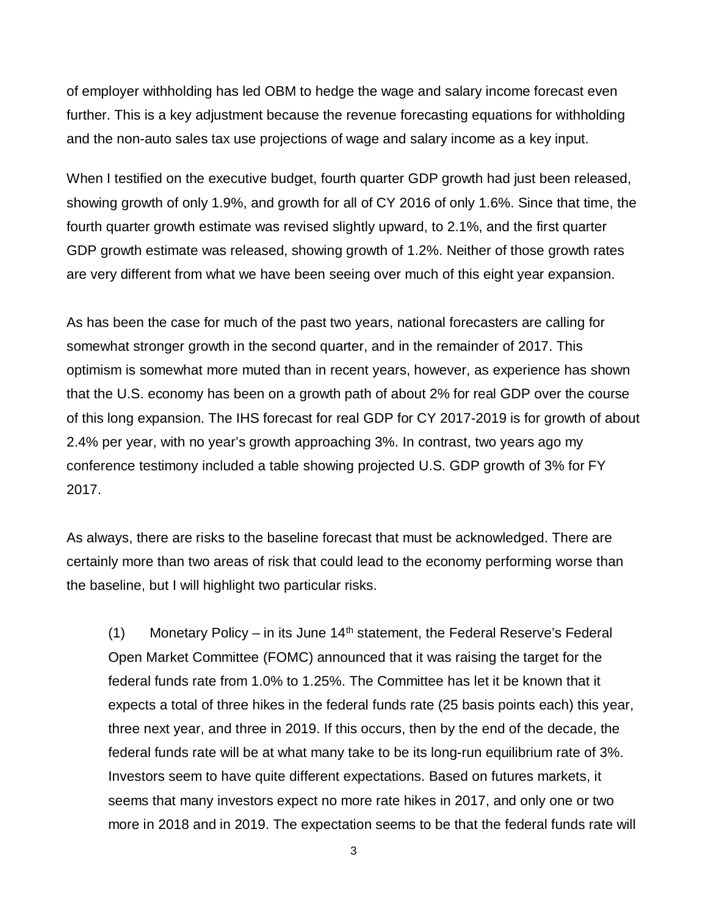of employer withholding has led OBM to hedge the wage and salary income forecast even further. This is a key adjustment because the revenue forecasting equations for withholding and the non-auto sales tax use projections of wage and salary income as a key input.

When I testified on the executive budget, fourth quarter GDP growth had just been released, showing growth of only 1.9%, and growth for all of CY 2016 of only 1.6%. Since that time, the fourth quarter growth estimate was revised slightly upward, to 2.1%, and the first quarter GDP growth estimate was released, showing growth of 1.2%. Neither of those growth rates are very different from what we have been seeing over much of this eight year expansion.

As has been the case for much of the past two years, national forecasters are calling for somewhat stronger growth in the second quarter, and in the remainder of 2017. This optimism is somewhat more muted than in recent years, however, as experience has shown that the U.S. economy has been on a growth path of about 2% for real GDP over the course of this long expansion. The IHS forecast for real GDP for CY 2017-2019 is for growth of about 2.4% per year, with no year's growth approaching 3%. In contrast, two years ago my conference testimony included a table showing projected U.S. GDP growth of 3% for FY 2017.

As always, there are risks to the baseline forecast that must be acknowledged. There are certainly more than two areas of risk that could lead to the economy performing worse than the baseline, but I will highlight two particular risks.

(1) Monetary Policy – in its June 14th statement, the Federal Reserve's Federal Open Market Committee (FOMC) announced that it was raising the target for the federal funds rate from 1.0% to 1.25%. The Committee has let it be known that it expects a total of three hikes in the federal funds rate (25 basis points each) this year, three next year, and three in 2019. If this occurs, then by the end of the decade, the federal funds rate will be at what many take to be its long-run equilibrium rate of 3%. Investors seem to have quite different expectations. Based on futures markets, it seems that many investors expect no more rate hikes in 2017, and only one or two more in 2018 and in 2019. The expectation seems to be that the federal funds rate will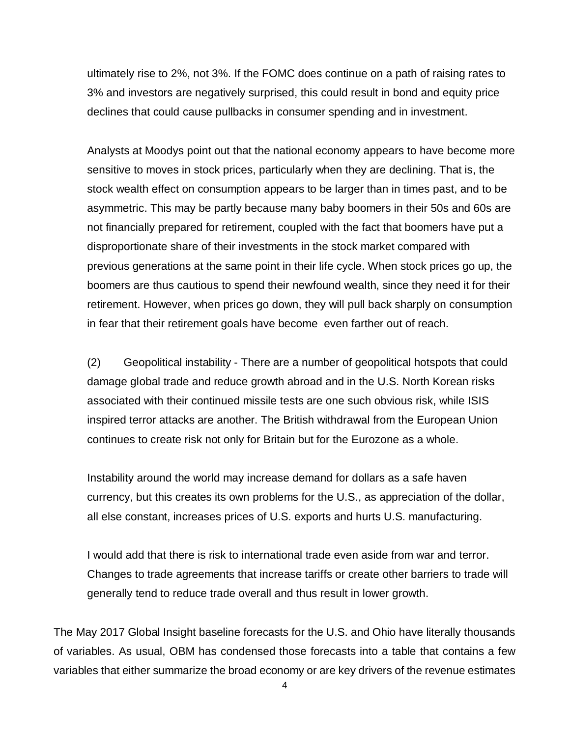ultimately rise to 2%, not 3%. If the FOMC does continue on a path of raising rates to 3% and investors are negatively surprised, this could result in bond and equity price declines that could cause pullbacks in consumer spending and in investment.

Analysts at Moodys point out that the national economy appears to have become more sensitive to moves in stock prices, particularly when they are declining. That is, the stock wealth effect on consumption appears to be larger than in times past, and to be asymmetric. This may be partly because many baby boomers in their 50s and 60s are not financially prepared for retirement, coupled with the fact that boomers have put a disproportionate share of their investments in the stock market compared with previous generations at the same point in their life cycle. When stock prices go up, the boomers are thus cautious to spend their newfound wealth, since they need it for their retirement. However, when prices go down, they will pull back sharply on consumption in fear that their retirement goals have become even farther out of reach.

(2) Geopolitical instability - There are a number of geopolitical hotspots that could damage global trade and reduce growth abroad and in the U.S. North Korean risks associated with their continued missile tests are one such obvious risk, while ISIS inspired terror attacks are another. The British withdrawal from the European Union continues to create risk not only for Britain but for the Eurozone as a whole.

Instability around the world may increase demand for dollars as a safe haven currency, but this creates its own problems for the U.S., as appreciation of the dollar, all else constant, increases prices of U.S. exports and hurts U.S. manufacturing.

I would add that there is risk to international trade even aside from war and terror. Changes to trade agreements that increase tariffs or create other barriers to trade will generally tend to reduce trade overall and thus result in lower growth.

The May 2017 Global Insight baseline forecasts for the U.S. and Ohio have literally thousands of variables. As usual, OBM has condensed those forecasts into a table that contains a few variables that either summarize the broad economy or are key drivers of the revenue estimates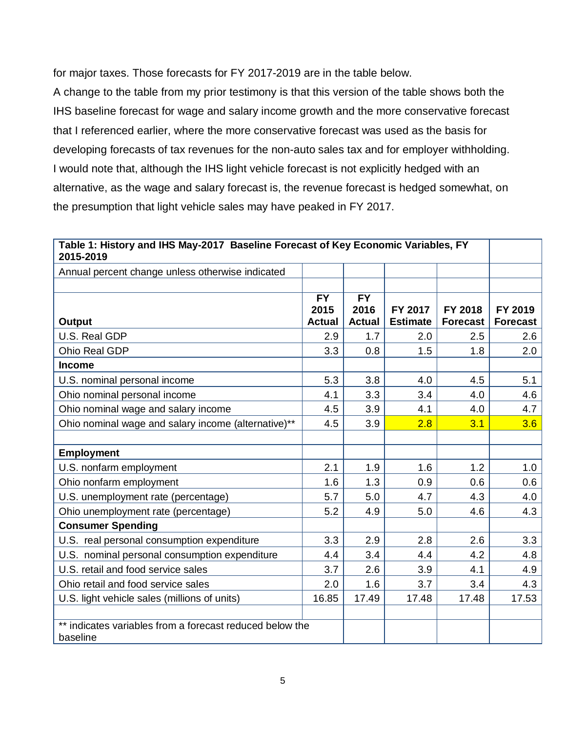for major taxes. Those forecasts for FY 2017-2019 are in the table below.

A change to the table from my prior testimony is that this version of the table shows both the IHS baseline forecast for wage and salary income growth and the more conservative forecast that I referenced earlier, where the more conservative forecast was used as the basis for developing forecasts of tax revenues for the non-auto sales tax and for employer withholding. I would note that, although the IHS light vehicle forecast is not explicitly hedged with an alternative, as the wage and salary forecast is, the revenue forecast is hedged somewhat, on the presumption that light vehicle sales may have peaked in FY 2017.

| **Table 1: History and IHS May-2017 Baseline Forecast of Key Economic Variables, FY 2015-2019** | | | | | |
|---|---|---|---|---|---|
| Annual percent change unless otherwise indicated | | | | | |
| | | | | | |
| **Output** | **FY 2015 Actual** | **FY 2016 Actual** | **FY 2017 Estimate** | **FY 2018 Forecast** | **FY 2019 Forecast** |
| U.S. Real GDP | 2.9 | 1.7 | 2.0 | 2.5 | 2.6 |
| Ohio Real GDP | 3.3 | 0.8 | 1.5 | 1.8 | 2.0 |
| **Income** | | | | | |
| U.S. nominal personal income | 5.3 | 3.8 | 4.0 | 4.5 | 5.1 |
| Ohio nominal personal income | 4.1 | 3.3 | 3.4 | 4.0 | 4.6 |
| Ohio nominal wage and salary income | 4.5 | 3.9 | 4.1 | 4.0 | 4.7 |
| Ohio nominal wage and salary income (alternative)** | 4.5 | 3.9 | 2.8 | 3.1 | 3.6 |
| | | | | | |
| **Employment** | | | | | |
| U.S. nonfarm employment | 2.1 | 1.9 | 1.6 | 1.2 | 1.0 |
| Ohio nonfarm employment | 1.6 | 1.3 | 0.9 | 0.6 | 0.6 |
| U.S. unemployment rate (percentage) | 5.7 | 5.0 | 4.7 | 4.3 | 4.0 |
| Ohio unemployment rate (percentage) | 5.2 | 4.9 | 5.0 | 4.6 | 4.3 |
| **Consumer Spending** | | | | | |
| U.S. real personal consumption expenditure | 3.3 | 2.9 | 2.8 | 2.6 | 3.3 |
| U.S. nominal personal consumption expenditure | 4.4 | 3.4 | 4.4 | 4.2 | 4.8 |
| U.S. retail and food service sales | 3.7 | 2.6 | 3.9 | 4.1 | 4.9 |
| Ohio retail and food service sales | 2.0 | 1.6 | 3.7 | 3.4 | 4.3 |
| U.S. light vehicle sales (millions of units) | 16.85 | 17.49 | 17.48 | 17.48 | 17.53 |
| | | | | | |
| ** indicates variables from a forecast reduced below the baseline | | | | | |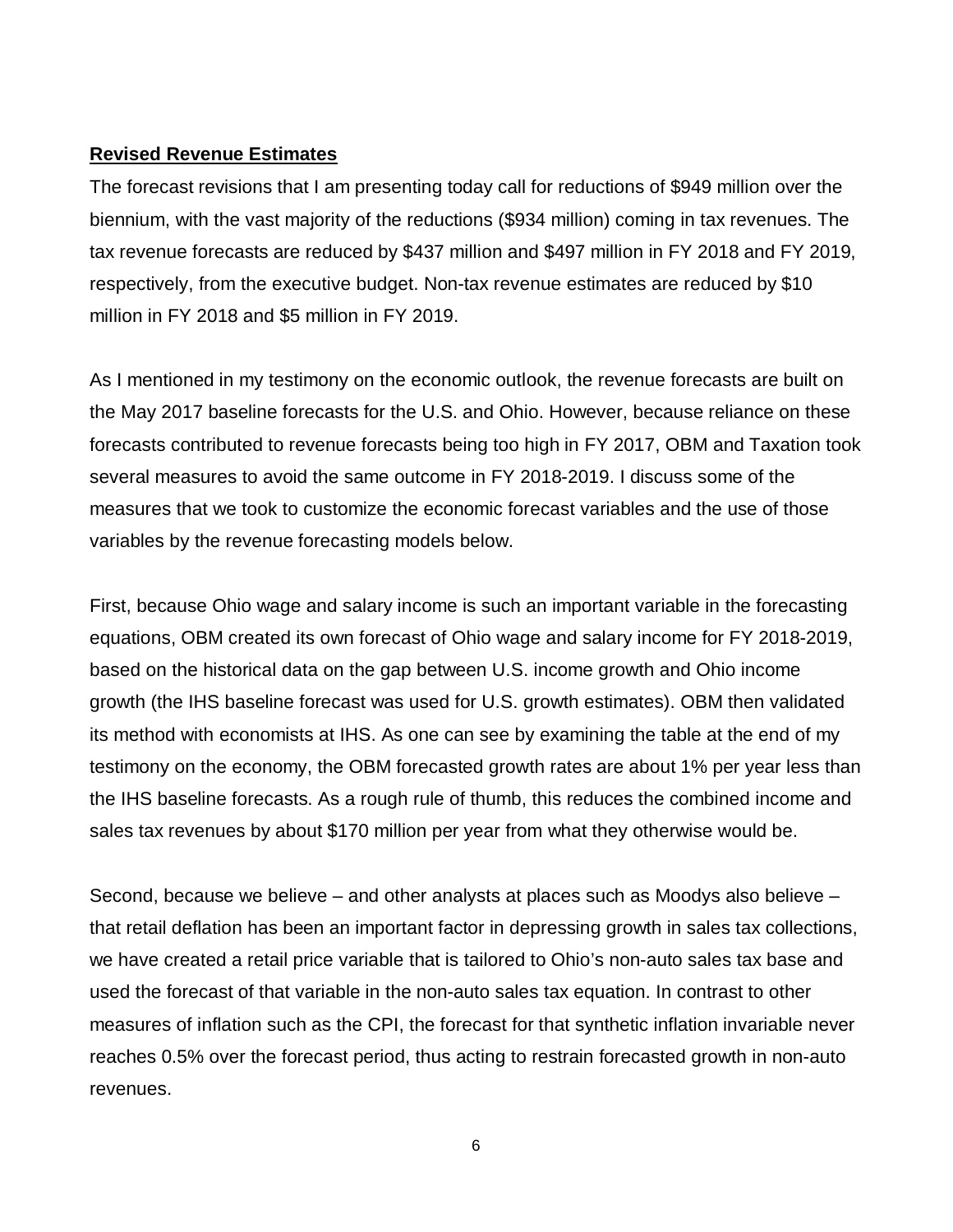**Revised Revenue Estimates**

The forecast revisions that I am presenting today call for reductions of $949 million over the biennium, with the vast majority of the reductions ($934 million) coming in tax revenues. The tax revenue forecasts are reduced by $437 million and $497 million in FY 2018 and FY 2019, respectively, from the executive budget. Non-tax revenue estimates are reduced by $10 million in FY 2018 and $5 million in FY 2019.

As I mentioned in my testimony on the economic outlook, the revenue forecasts are built on the May 2017 baseline forecasts for the U.S. and Ohio. However, because reliance on these forecasts contributed to revenue forecasts being too high in FY 2017, OBM and Taxation took several measures to avoid the same outcome in FY 2018-2019. I discuss some of the measures that we took to customize the economic forecast variables and the use of those variables by the revenue forecasting models below.

First, because Ohio wage and salary income is such an important variable in the forecasting equations, OBM created its own forecast of Ohio wage and salary income for FY 2018-2019, based on the historical data on the gap between U.S. income growth and Ohio income growth (the IHS baseline forecast was used for U.S. growth estimates). OBM then validated its method with economists at IHS. As one can see by examining the table at the end of my testimony on the economy, the OBM forecasted growth rates are about 1% per year less than the IHS baseline forecasts. As a rough rule of thumb, this reduces the combined income and sales tax revenues by about $170 million per year from what they otherwise would be.

Second, because we believe – and other analysts at places such as Moodys also believe – that retail deflation has been an important factor in depressing growth in sales tax collections, we have created a retail price variable that is tailored to Ohio's non-auto sales tax base and used the forecast of that variable in the non-auto sales tax equation. In contrast to other measures of inflation such as the CPI, the forecast for that synthetic inflation invariable never reaches 0.5% over the forecast period, thus acting to restrain forecasted growth in non-auto revenues.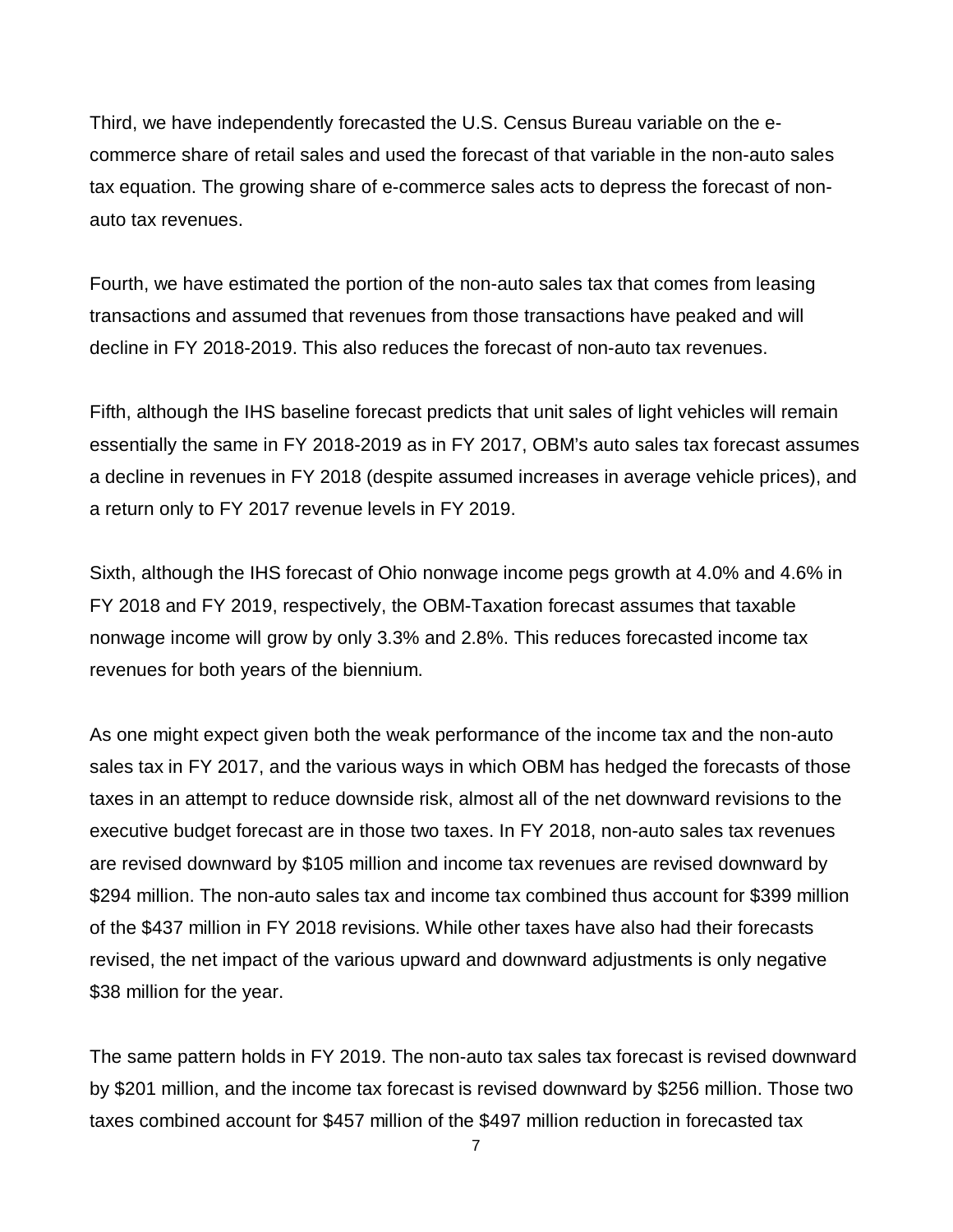Third, we have independently forecasted the U.S. Census Bureau variable on the e-commerce share of retail sales and used the forecast of that variable in the non-auto sales tax equation. The growing share of e-commerce sales acts to depress the forecast of non-auto tax revenues.

Fourth, we have estimated the portion of the non-auto sales tax that comes from leasing transactions and assumed that revenues from those transactions have peaked and will decline in FY 2018-2019. This also reduces the forecast of non-auto tax revenues.

Fifth, although the IHS baseline forecast predicts that unit sales of light vehicles will remain essentially the same in FY 2018-2019 as in FY 2017, OBM's auto sales tax forecast assumes a decline in revenues in FY 2018 (despite assumed increases in average vehicle prices), and a return only to FY 2017 revenue levels in FY 2019.

Sixth, although the IHS forecast of Ohio nonwage income pegs growth at 4.0% and 4.6% in FY 2018 and FY 2019, respectively, the OBM-Taxation forecast assumes that taxable nonwage income will grow by only 3.3% and 2.8%. This reduces forecasted income tax revenues for both years of the biennium.

As one might expect given both the weak performance of the income tax and the non-auto sales tax in FY 2017, and the various ways in which OBM has hedged the forecasts of those taxes in an attempt to reduce downside risk, almost all of the net downward revisions to the executive budget forecast are in those two taxes. In FY 2018, non-auto sales tax revenues are revised downward by $105 million and income tax revenues are revised downward by $294 million. The non-auto sales tax and income tax combined thus account for $399 million of the $437 million in FY 2018 revisions. While other taxes have also had their forecasts revised, the net impact of the various upward and downward adjustments is only negative $38 million for the year.

The same pattern holds in FY 2019. The non-auto tax sales tax forecast is revised downward by $201 million, and the income tax forecast is revised downward by $256 million. Those two taxes combined account for $457 million of the $497 million reduction in forecasted tax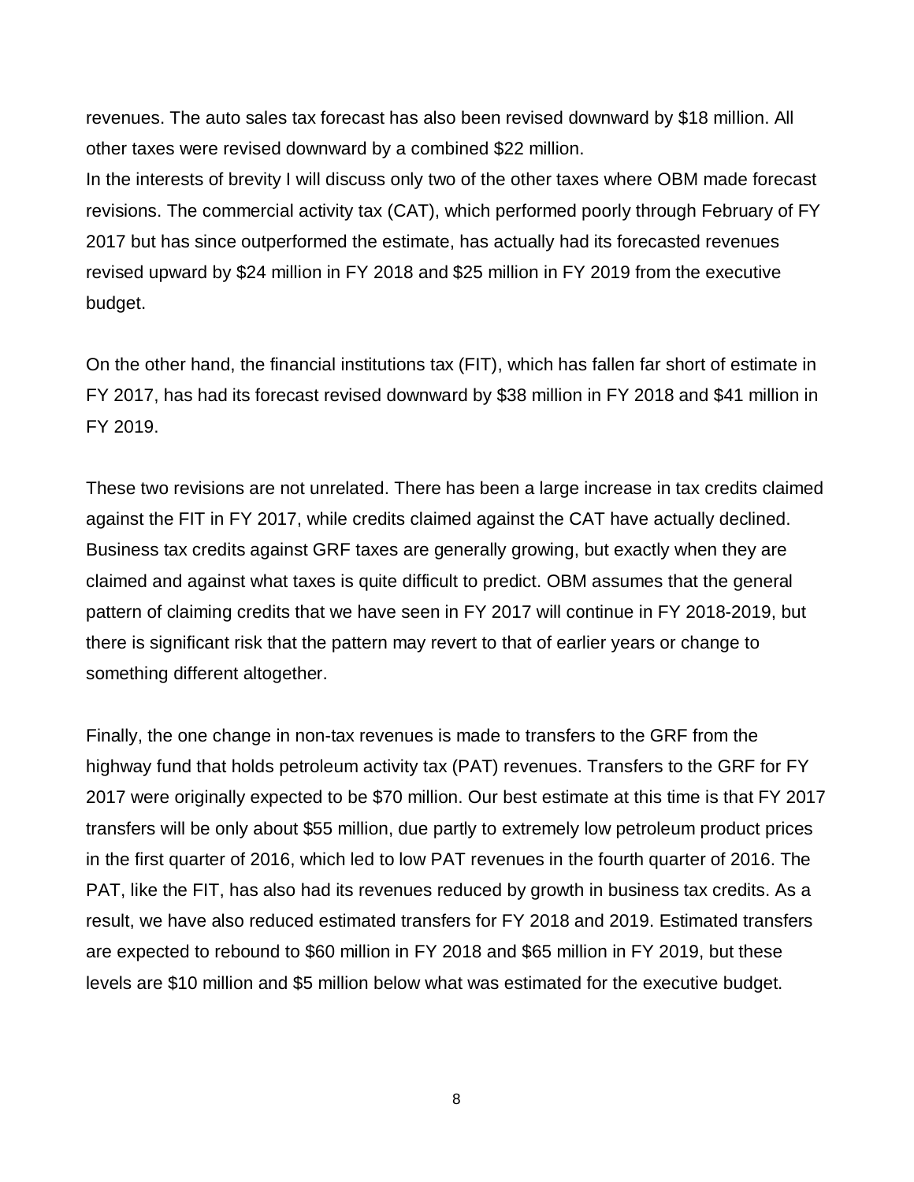revenues. The auto sales tax forecast has also been revised downward by $18 million. All other taxes were revised downward by a combined $22 million.

In the interests of brevity I will discuss only two of the other taxes where OBM made forecast revisions. The commercial activity tax (CAT), which performed poorly through February of FY 2017 but has since outperformed the estimate, has actually had its forecasted revenues revised upward by $24 million in FY 2018 and $25 million in FY 2019 from the executive budget.

On the other hand, the financial institutions tax (FIT), which has fallen far short of estimate in FY 2017, has had its forecast revised downward by $38 million in FY 2018 and $41 million in FY 2019.

These two revisions are not unrelated. There has been a large increase in tax credits claimed against the FIT in FY 2017, while credits claimed against the CAT have actually declined. Business tax credits against GRF taxes are generally growing, but exactly when they are claimed and against what taxes is quite difficult to predict. OBM assumes that the general pattern of claiming credits that we have seen in FY 2017 will continue in FY 2018-2019, but there is significant risk that the pattern may revert to that of earlier years or change to something different altogether.

Finally, the one change in non-tax revenues is made to transfers to the GRF from the highway fund that holds petroleum activity tax (PAT) revenues. Transfers to the GRF for FY 2017 were originally expected to be $70 million. Our best estimate at this time is that FY 2017 transfers will be only about $55 million, due partly to extremely low petroleum product prices in the first quarter of 2016, which led to low PAT revenues in the fourth quarter of 2016. The PAT, like the FIT, has also had its revenues reduced by growth in business tax credits. As a result, we have also reduced estimated transfers for FY 2018 and 2019. Estimated transfers are expected to rebound to $60 million in FY 2018 and $65 million in FY 2019, but these levels are $10 million and $5 million below what was estimated for the executive budget.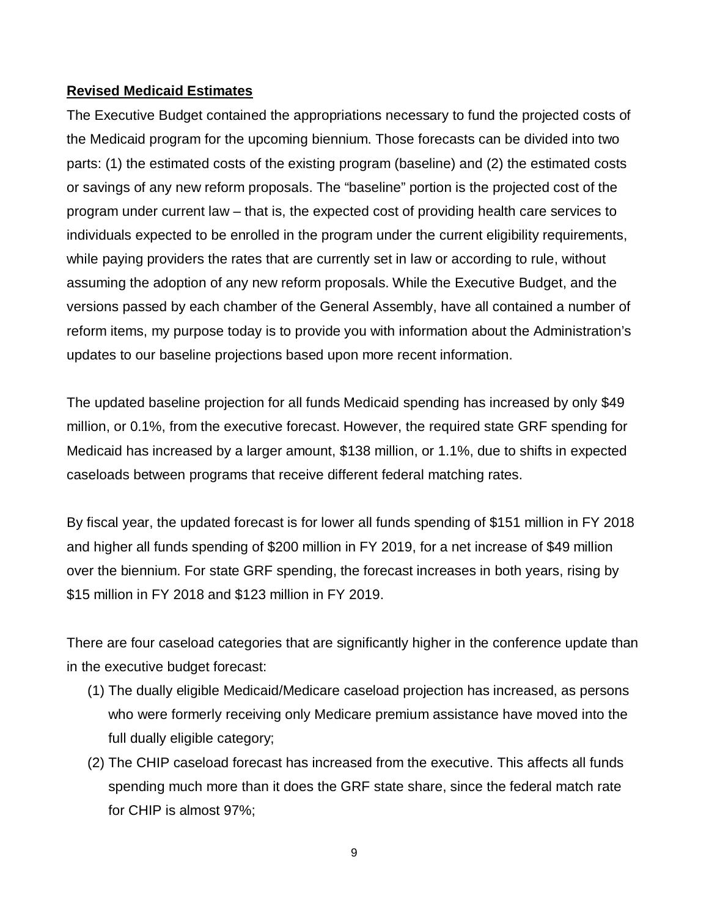## Revised Medicaid Estimates

The Executive Budget contained the appropriations necessary to fund the projected costs of the Medicaid program for the upcoming biennium. Those forecasts can be divided into two parts: (1) the estimated costs of the existing program (baseline) and (2) the estimated costs or savings of any new reform proposals. The "baseline" portion is the projected cost of the program under current law – that is, the expected cost of providing health care services to individuals expected to be enrolled in the program under the current eligibility requirements, while paying providers the rates that are currently set in law or according to rule, without assuming the adoption of any new reform proposals. While the Executive Budget, and the versions passed by each chamber of the General Assembly, have all contained a number of reform items, my purpose today is to provide you with information about the Administration's updates to our baseline projections based upon more recent information.

The updated baseline projection for all funds Medicaid spending has increased by only $49 million, or 0.1%, from the executive forecast. However, the required state GRF spending for Medicaid has increased by a larger amount, $138 million, or 1.1%, due to shifts in expected caseloads between programs that receive different federal matching rates.

By fiscal year, the updated forecast is for lower all funds spending of $151 million in FY 2018 and higher all funds spending of $200 million in FY 2019, for a net increase of $49 million over the biennium. For state GRF spending, the forecast increases in both years, rising by $15 million in FY 2018 and $123 million in FY 2019.

There are four caseload categories that are significantly higher in the conference update than in the executive budget forecast:

1. The dually eligible Medicaid/Medicare caseload projection has increased, as persons who were formerly receiving only Medicare premium assistance have moved into the full dually eligible category;
2. The CHIP caseload forecast has increased from the executive. This affects all funds spending much more than it does the GRF state share, since the federal match rate for CHIP is almost 97%;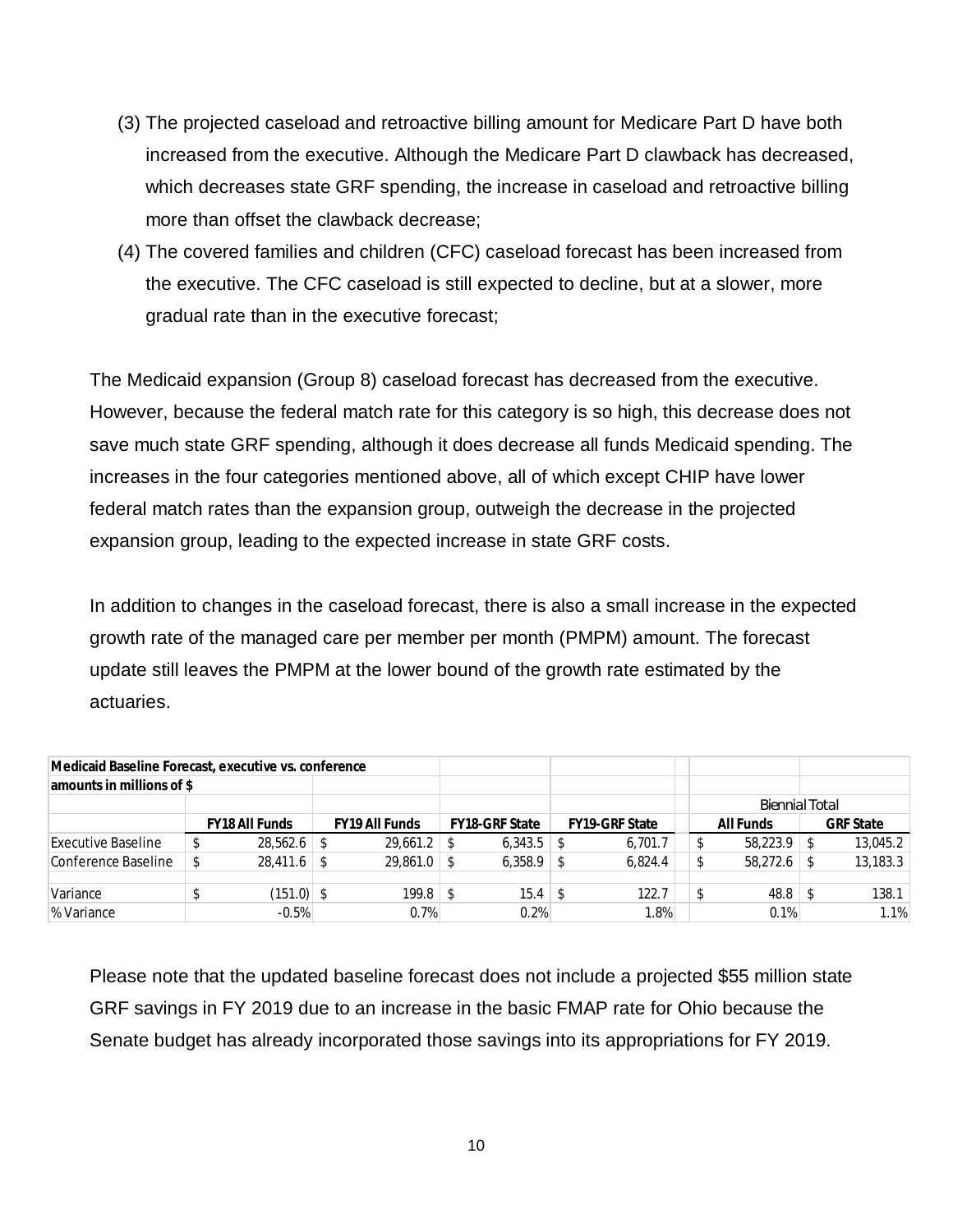(3) The projected caseload and retroactive billing amount for Medicare Part D have both increased from the executive. Although the Medicare Part D clawback has decreased, which decreases state GRF spending, the increase in caseload and retroactive billing more than offset the clawback decrease;

(4) The covered families and children (CFC) caseload forecast has been increased from the executive. The CFC caseload is still expected to decline, but at a slower, more gradual rate than in the executive forecast;

The Medicaid expansion (Group 8) caseload forecast has decreased from the executive. However, because the federal match rate for this category is so high, this decrease does not save much state GRF spending, although it does decrease all funds Medicaid spending. The increases in the four categories mentioned above, all of which except CHIP have lower federal match rates than the expansion group, outweigh the decrease in the projected expansion group, leading to the expected increase in state GRF costs.

In addition to changes in the caseload forecast, there is also a small increase in the expected growth rate of the managed care per member per month (PMPM) amount. The forecast update still leaves the PMPM at the lower bound of the growth rate estimated by the actuaries.

| **Medicaid Baseline Forecast, executive vs. conference amounts in millions of $** | | | | | | |
|---|---|---|---|---|---|---|
| | | | | | Biennial Total | |
| | **FY18 All Funds** | **FY19 All Funds** | **FY18-GRF State** | **FY19-GRF State** | **All Funds** | **GRF State** |
| Executive Baseline | $ 28,562.6 | $ 29,661.2 | $ 6,343.5 | $ 6,701.7 | $ 58,223.9 | $ 13,045.2 |
| Conference Baseline | $ 28,411.6 | $ 29,861.0 | $ 6,358.9 | $ 6,824.4 | $ 58,272.6 | $ 13,183.3 |
| Variance | $ (151.0) | $ 199.8 | $ 15.4 | $ 122.7 | $ 48.8 | $ 138.1 |
| % Variance | -0.5% | 0.7% | 0.2% | 1.8% | 0.1% | 1.1% |

Please note that the updated baseline forecast does not include a projected $55 million state GRF savings in FY 2019 due to an increase in the basic FMAP rate for Ohio because the Senate budget has already incorporated those savings into its appropriations for FY 2019.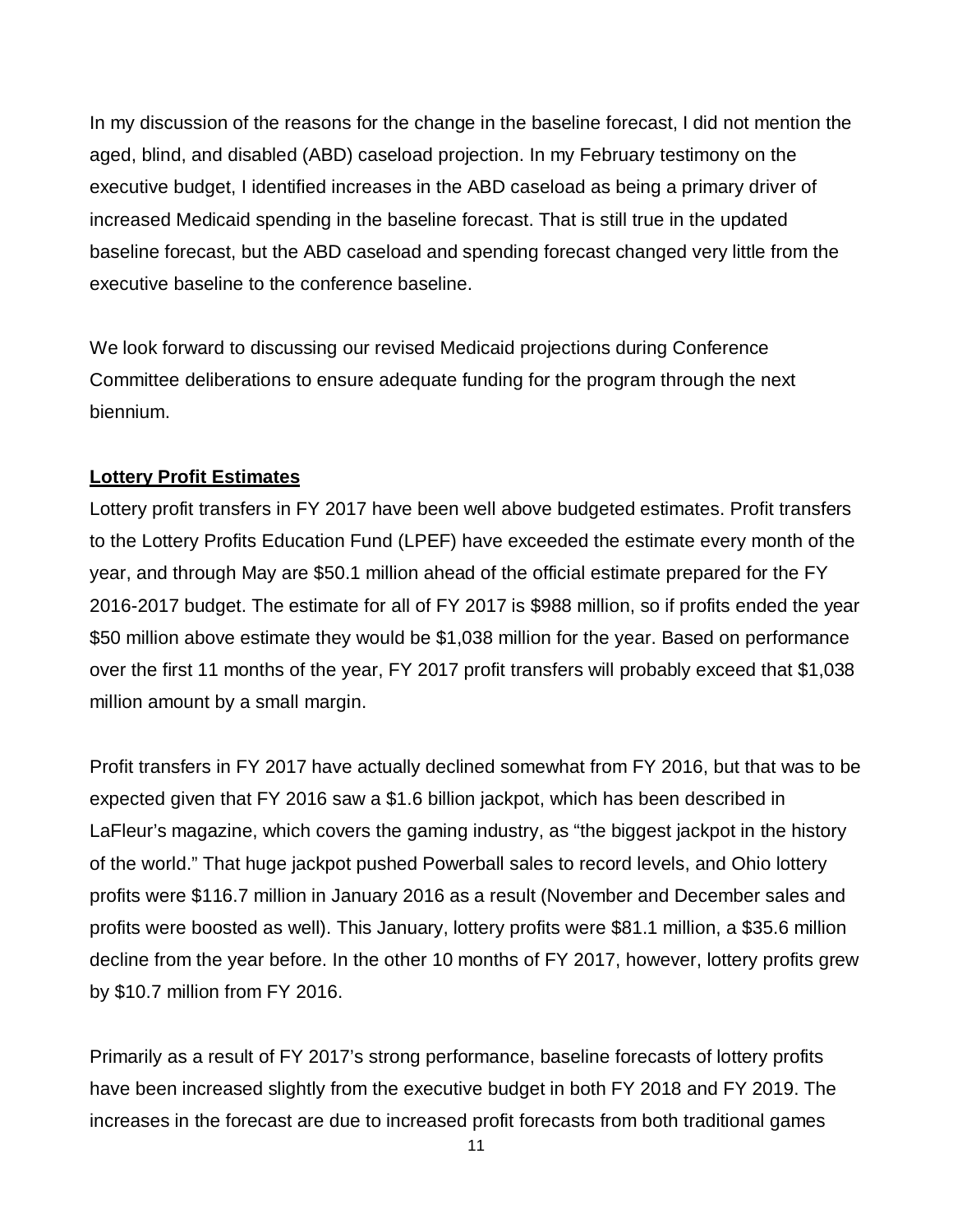In my discussion of the reasons for the change in the baseline forecast, I did not mention the aged, blind, and disabled (ABD) caseload projection. In my February testimony on the executive budget, I identified increases in the ABD caseload as being a primary driver of increased Medicaid spending in the baseline forecast. That is still true in the updated baseline forecast, but the ABD caseload and spending forecast changed very little from the executive baseline to the conference baseline.

We look forward to discussing our revised Medicaid projections during Conference Committee deliberations to ensure adequate funding for the program through the next biennium.

**Lottery Profit Estimates**

Lottery profit transfers in FY 2017 have been well above budgeted estimates. Profit transfers to the Lottery Profits Education Fund (LPEF) have exceeded the estimate every month of the year, and through May are $50.1 million ahead of the official estimate prepared for the FY 2016-2017 budget. The estimate for all of FY 2017 is $988 million, so if profits ended the year $50 million above estimate they would be $1,038 million for the year. Based on performance over the first 11 months of the year, FY 2017 profit transfers will probably exceed that $1,038 million amount by a small margin.

Profit transfers in FY 2017 have actually declined somewhat from FY 2016, but that was to be expected given that FY 2016 saw a $1.6 billion jackpot, which has been described in LaFleur's magazine, which covers the gaming industry, as "the biggest jackpot in the history of the world." That huge jackpot pushed Powerball sales to record levels, and Ohio lottery profits were $116.7 million in January 2016 as a result (November and December sales and profits were boosted as well). This January, lottery profits were $81.1 million, a $35.6 million decline from the year before. In the other 10 months of FY 2017, however, lottery profits grew by $10.7 million from FY 2016.

Primarily as a result of FY 2017's strong performance, baseline forecasts of lottery profits have been increased slightly from the executive budget in both FY 2018 and FY 2019. The increases in the forecast are due to increased profit forecasts from both traditional games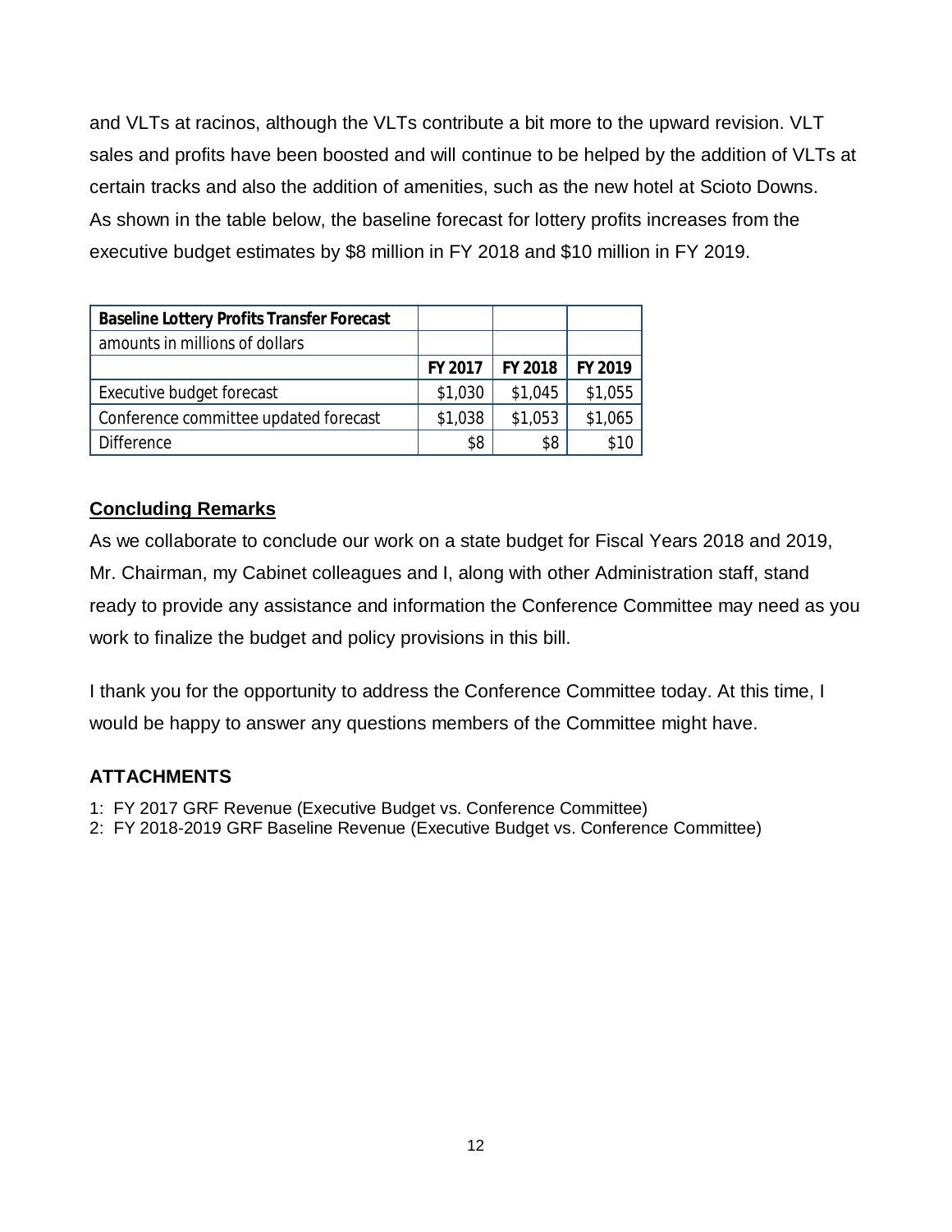and VLTs at racinos, although the VLTs contribute a bit more to the upward revision. VLT sales and profits have been boosted and will continue to be helped by the addition of VLTs at certain tracks and also the addition of amenities, such as the new hotel at Scioto Downs. As shown in the table below, the baseline forecast for lottery profits increases from the executive budget estimates by $8 million in FY 2018 and $10 million in FY 2019.

| **Baseline Lottery Profits Transfer Forecast** | | | |
|---|---|---|---|
| amounts in millions of dollars | | | |
| | **FY 2017** | **FY 2018** | **FY 2019** |
| Executive budget forecast | $1,030 | $1,045 | $1,055 |
| Conference committee updated forecast | $1,038 | $1,053 | $1,065 |
| Difference | $8 | $8 | $10 |

## Concluding Remarks

As we collaborate to conclude our work on a state budget for Fiscal Years 2018 and 2019, Mr. Chairman, my Cabinet colleagues and I, along with other Administration staff, stand ready to provide any assistance and information the Conference Committee may need as you work to finalize the budget and policy provisions in this bill.

I thank you for the opportunity to address the Conference Committee today. At this time, I would be happy to answer any questions members of the Committee might have.

### ATTACHMENTS

1: FY 2017 GRF Revenue (Executive Budget vs. Conference Committee)
2: FY 2018-2019 GRF Baseline Revenue (Executive Budget vs. Conference Committee)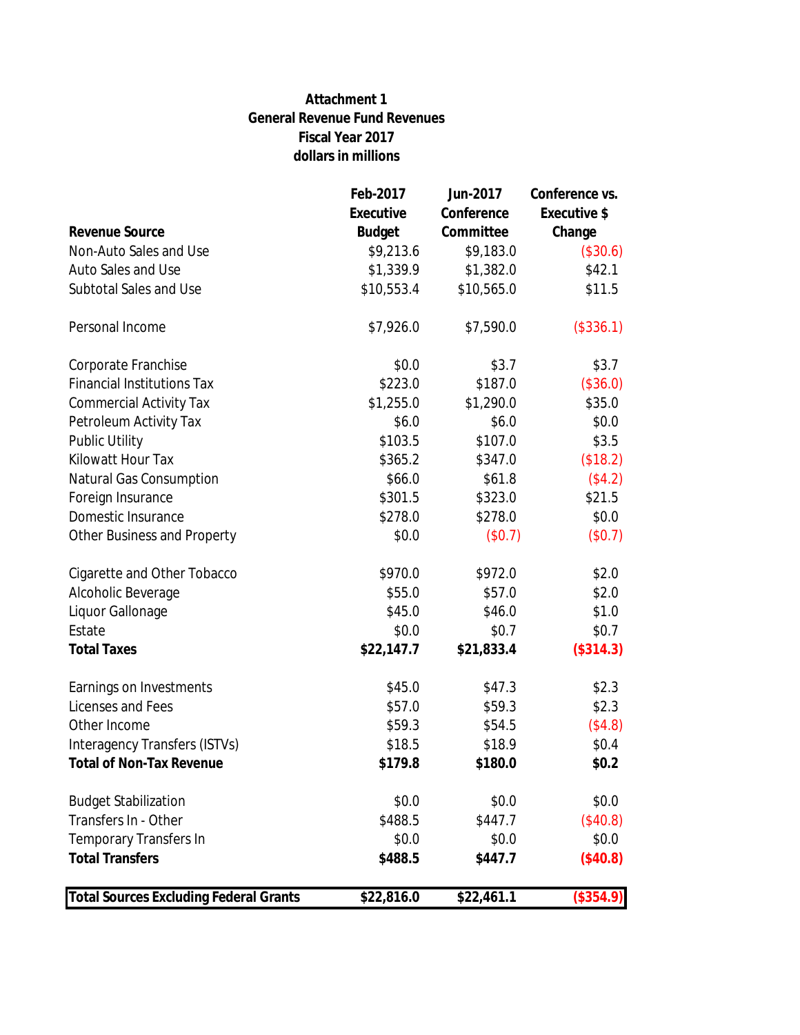**Attachment 1**
**General Revenue Fund Revenues**
**Fiscal Year 2017**
**dollars in millions**

| Revenue Source | Feb-2017 Executive Budget | Jun-2017 Conference Committee | Conference vs. Executive $ Change |
|---|---|---|---|
| Non-Auto Sales and Use | $9,213.6 | $9,183.0 | ($30.6) |
| Auto Sales and Use | $1,339.9 | $1,382.0 | $42.1 |
| Subtotal Sales and Use | $10,553.4 | $10,565.0 | $11.5 |
| | | | |
| Personal Income | $7,926.0 | $7,590.0 | ($336.1) |
| | | | |
| Corporate Franchise | $0.0 | $3.7 | $3.7 |
| Financial Institutions Tax | $223.0 | $187.0 | ($36.0) |
| Commercial Activity Tax | $1,255.0 | $1,290.0 | $35.0 |
| Petroleum Activity Tax | $6.0 | $6.0 | $0.0 |
| Public Utility | $103.5 | $107.0 | $3.5 |
| Kilowatt Hour Tax | $365.2 | $347.0 | ($18.2) |
| Natural Gas Consumption | $66.0 | $61.8 | ($4.2) |
| Foreign Insurance | $301.5 | $323.0 | $21.5 |
| Domestic Insurance | $278.0 | $278.0 | $0.0 |
| Other Business and Property | $0.0 | ($0.7) | ($0.7) |
| | | | |
| Cigarette and Other Tobacco | $970.0 | $972.0 | $2.0 |
| Alcoholic Beverage | $55.0 | $57.0 | $2.0 |
| Liquor Gallonage | $45.0 | $46.0 | $1.0 |
| Estate | $0.0 | $0.7 | $0.7 |
| **Total Taxes** | **$22,147.7** | **$21,833.4** | **($314.3)** |
| | | | |
| Earnings on Investments | $45.0 | $47.3 | $2.3 |
| Licenses and Fees | $57.0 | $59.3 | $2.3 |
| Other Income | $59.3 | $54.5 | ($4.8) |
| Interagency Transfers (ISTVs) | $18.5 | $18.9 | $0.4 |
| **Total of Non-Tax Revenue** | **$179.8** | **$180.0** | **$0.2** |
| | | | |
| Budget Stabilization | $0.0 | $0.0 | $0.0 |
| Transfers In - Other | $488.5 | $447.7 | ($40.8) |
| Temporary Transfers In | $0.0 | $0.0 | $0.0 |
| **Total Transfers** | **$488.5** | **$447.7** | **($40.8)** |
| | | | |
| **Total Sources Excluding Federal Grants** | **$22,816.0** | **$22,461.1** | **($354.9)** |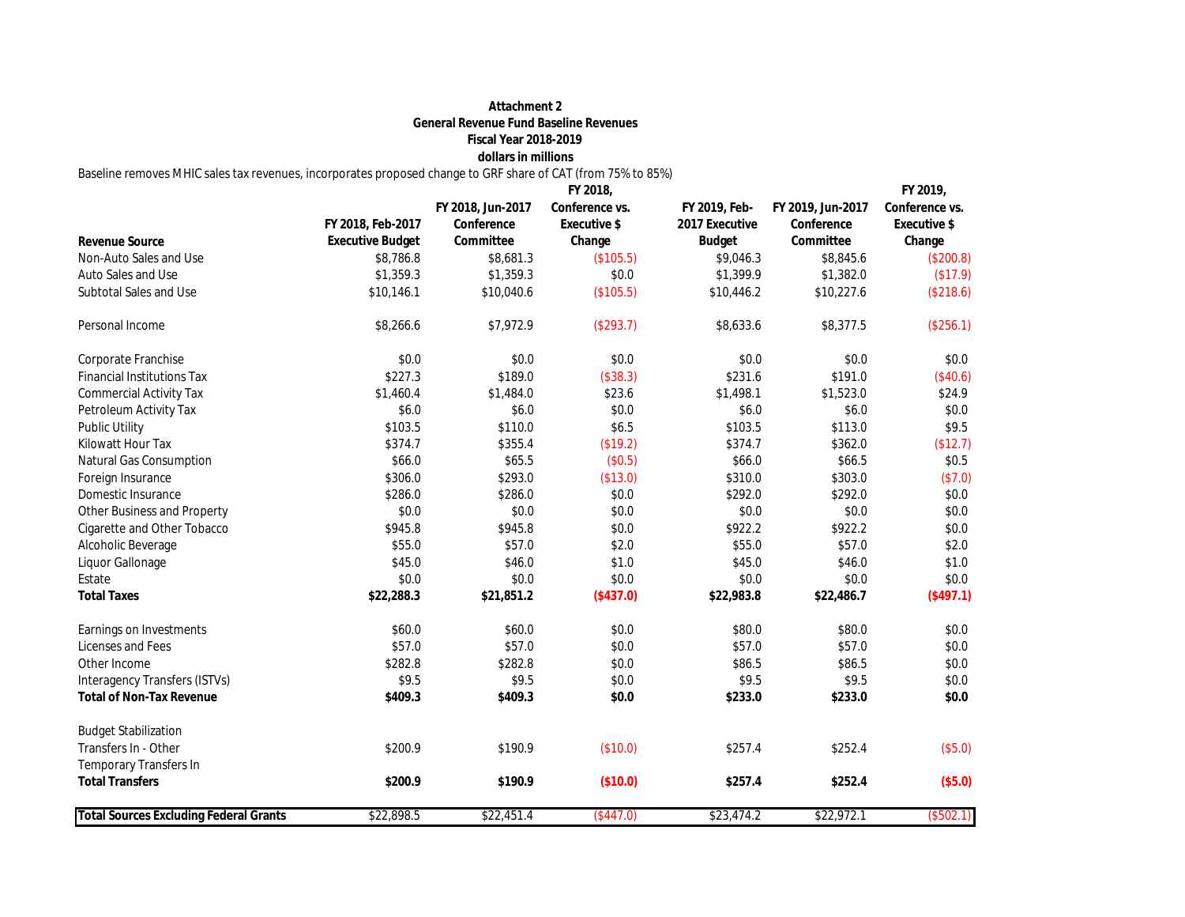**Attachment 2**
**General Revenue Fund Baseline Revenues**
**Fiscal Year 2018-2019**
**dollars in millions**

Baseline removes MHIC sales tax revenues, incorporates proposed change to GRF share of CAT (from 75% to 85%)

| Revenue Source | FY 2018, Feb-2017 Executive Budget | FY 2018, Jun-2017 Conference Committee | FY 2018, Conference vs. Executive $ Change | FY 2019, Feb-2017 Executive Budget | FY 2019, Jun-2017 Conference Committee | FY 2019, Conference vs. Executive $ Change |
|---|---|---|---|---|---|---|
| Non-Auto Sales and Use | $8,786.8 | $8,681.3 | ($105.5) | $9,046.3 | $8,845.6 | ($200.8) |
| Auto Sales and Use | $1,359.3 | $1,359.3 | $0.0 | $1,399.9 | $1,382.0 | ($17.9) |
| Subtotal Sales and Use | $10,146.1 | $10,040.6 | ($105.5) | $10,446.2 | $10,227.6 | ($218.6) |
| | | | | | | |
| Personal Income | $8,266.6 | $7,972.9 | ($293.7) | $8,633.6 | $8,377.5 | ($256.1) |
| | | | | | | |
| Corporate Franchise | $0.0 | $0.0 | $0.0 | $0.0 | $0.0 | $0.0 |
| Financial Institutions Tax | $227.3 | $189.0 | ($38.3) | $231.6 | $191.0 | ($40.6) |
| Commercial Activity Tax | $1,460.4 | $1,484.0 | $23.6 | $1,498.1 | $1,523.0 | $24.9 |
| Petroleum Activity Tax | $6.0 | $6.0 | $0.0 | $6.0 | $6.0 | $0.0 |
| Public Utility | $103.5 | $110.0 | $6.5 | $103.5 | $113.0 | $9.5 |
| Kilowatt Hour Tax | $374.7 | $355.4 | ($19.2) | $374.7 | $362.0 | ($12.7) |
| Natural Gas Consumption | $66.0 | $65.5 | ($0.5) | $66.0 | $66.5 | $0.5 |
| Foreign Insurance | $306.0 | $293.0 | ($13.0) | $310.0 | $303.0 | ($7.0) |
| Domestic Insurance | $286.0 | $286.0 | $0.0 | $292.0 | $292.0 | $0.0 |
| Other Business and Property | $0.0 | $0.0 | $0.0 | $0.0 | $0.0 | $0.0 |
| Cigarette and Other Tobacco | $945.8 | $945.8 | $0.0 | $922.2 | $922.2 | $0.0 |
| Alcoholic Beverage | $55.0 | $57.0 | $2.0 | $55.0 | $57.0 | $2.0 |
| Liquor Gallonage | $45.0 | $46.0 | $1.0 | $45.0 | $46.0 | $1.0 |
| Estate | $0.0 | $0.0 | $0.0 | $0.0 | $0.0 | $0.0 |
| **Total Taxes** | **$22,288.3** | **$21,851.2** | **($437.0)** | **$22,983.8** | **$22,486.7** | **($497.1)** |
| | | | | | | |
| Earnings on Investments | $60.0 | $60.0 | $0.0 | $80.0 | $80.0 | $0.0 |
| Licenses and Fees | $57.0 | $57.0 | $0.0 | $57.0 | $57.0 | $0.0 |
| Other Income | $282.8 | $282.8 | $0.0 | $86.5 | $86.5 | $0.0 |
| Interagency Transfers (ISTVs) | $9.5 | $9.5 | $0.0 | $9.5 | $9.5 | $0.0 |
| **Total of Non-Tax Revenue** | **$409.3** | **$409.3** | **$0.0** | **$233.0** | **$233.0** | **$0.0** |
| | | | | | | |
| Budget Stabilization | | | | | | |
| Transfers In - Other | $200.9 | $190.9 | ($10.0) | $257.4 | $252.4 | ($5.0) |
| Temporary Transfers In | | | | | | |
| **Total Transfers** | **$200.9** | **$190.9** | **($10.0)** | **$257.4** | **$252.4** | **($5.0)** |
| | | | | | | |
| **Total Sources Excluding Federal Grants** | $22,898.5 | $22,451.4 | ($447.0) | $23,474.2 | $22,972.1 | ($502.1) |